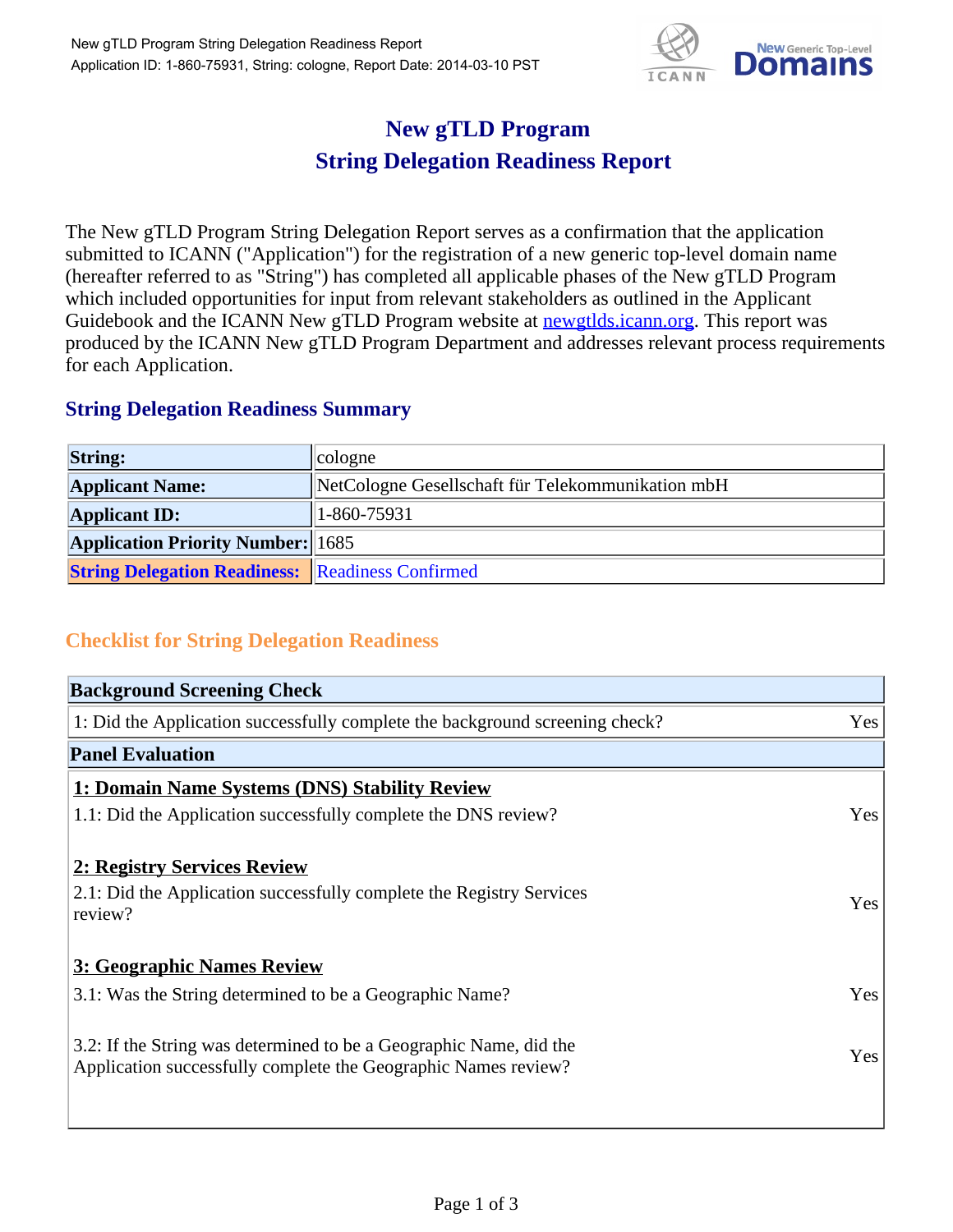# New gTLD Program
# String Delegation Readiness Report

The New gTLD Program String Delegation Report serves as a confirmation that the application submitted to ICANN ("Application") for the registration of a new generic top-level domain name (hereafter referred to as "String") has completed all applicable phases of the New gTLD Program which included opportunities for input from relevant stakeholders as outlined in the Applicant Guidebook and the ICANN New gTLD Program website at [newgtlds.icann.org](newgtlds.icann.org). This report was produced by the ICANN New gTLD Program Department and addresses relevant process requirements for each Application.

## String Delegation Readiness Summary

| | |
|---|---|
| **String:** | cologne |
| **Applicant Name:** | NetCologne Gesellschaft für Telekommunikation mbH |
| **Applicant ID:** | 1-860-75931 |
| **Application Priority Number:** | 1685 |
| **String Delegation Readiness:** | Readiness Confirmed |

## Checklist for String Delegation Readiness

| **Background Screening Check** | |
|---|---|
| 1: Did the Application successfully complete the background screening check? | Yes |
| **Panel Evaluation** | |
| **1: Domain Name Systems (DNS) Stability Review** | |
| 1.1: Did the Application successfully complete the DNS review? | Yes |
| **2: Registry Services Review** | |
| 2.1: Did the Application successfully complete the Registry Services review? | Yes |
| **3: Geographic Names Review** | |
| 3.1: Was the String determined to be a Geographic Name? | Yes |
| 3.2: If the String was determined to be a Geographic Name, did the Application successfully complete the Geographic Names review? | Yes |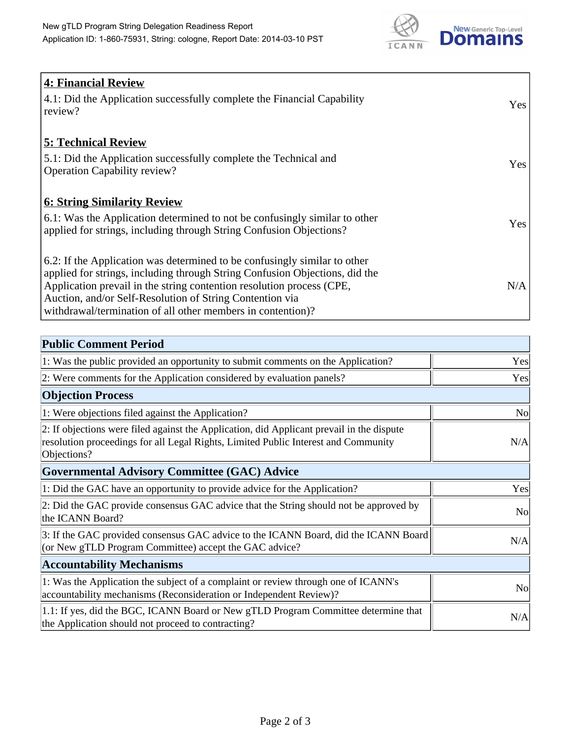| **4: Financial Review** | |
|---|---|
| 4.1: Did the Application successfully complete the Financial Capability review? | Yes |
| **5: Technical Review** | |
| 5.1: Did the Application successfully complete the Technical and Operation Capability review? | Yes |
| **6: String Similarity Review** | |
| 6.1: Was the Application determined to not be confusingly similar to other applied for strings, including through String Confusion Objections? | Yes |
| 6.2: If the Application was determined to be confusingly similar to other applied for strings, including through String Confusion Objections, did the Application prevail in the string contention resolution process (CPE, Auction, and/or Self-Resolution of String Contention via withdrawal/termination of all other members in contention)? | N/A |

| **Public Comment Period** | |
|---|---|
| 1: Was the public provided an opportunity to submit comments on the Application? | Yes |
| 2: Were comments for the Application considered by evaluation panels? | Yes |
| **Objection Process** | |
| 1: Were objections filed against the Application? | No |
| 2: If objections were filed against the Application, did Applicant prevail in the dispute resolution proceedings for all Legal Rights, Limited Public Interest and Community Objections? | N/A |
| **Governmental Advisory Committee (GAC) Advice** | |
| 1: Did the GAC have an opportunity to provide advice for the Application? | Yes |
| 2: Did the GAC provide consensus GAC advice that the String should not be approved by the ICANN Board? | No |
| 3: If the GAC provided consensus GAC advice to the ICANN Board, did the ICANN Board (or New gTLD Program Committee) accept the GAC advice? | N/A |
| **Accountability Mechanisms** | |
| 1: Was the Application the subject of a complaint or review through one of ICANN's accountability mechanisms (Reconsideration or Independent Review)? | No |
| 1.1: If yes, did the BGC, ICANN Board or New gTLD Program Committee determine that the Application should not proceed to contracting? | N/A |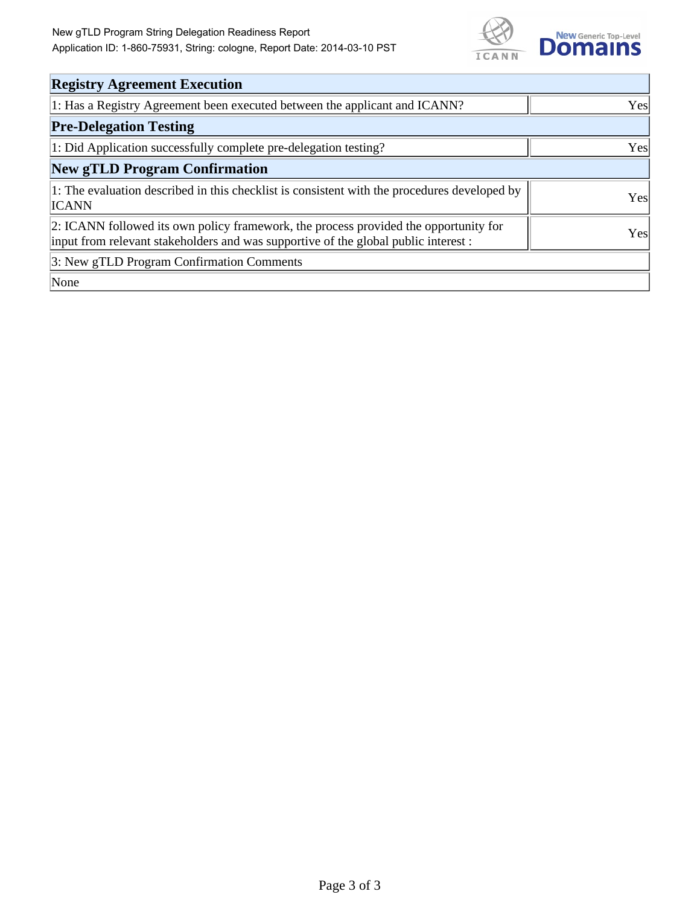## Registry Agreement Execution

| | |
|---|---|
| 1: Has a Registry Agreement been executed between the applicant and ICANN? | Yes |

## Pre-Delegation Testing

| | |
|---|---|
| 1: Did Application successfully complete pre-delegation testing? | Yes |

## New gTLD Program Confirmation

| | |
|---|---|
| 1: The evaluation described in this checklist is consistent with the procedures developed by ICANN | Yes |
| 2: ICANN followed its own policy framework, the process provided the opportunity for input from relevant stakeholders and was supportive of the global public interest : | Yes |

3: New gTLD Program Confirmation Comments

None